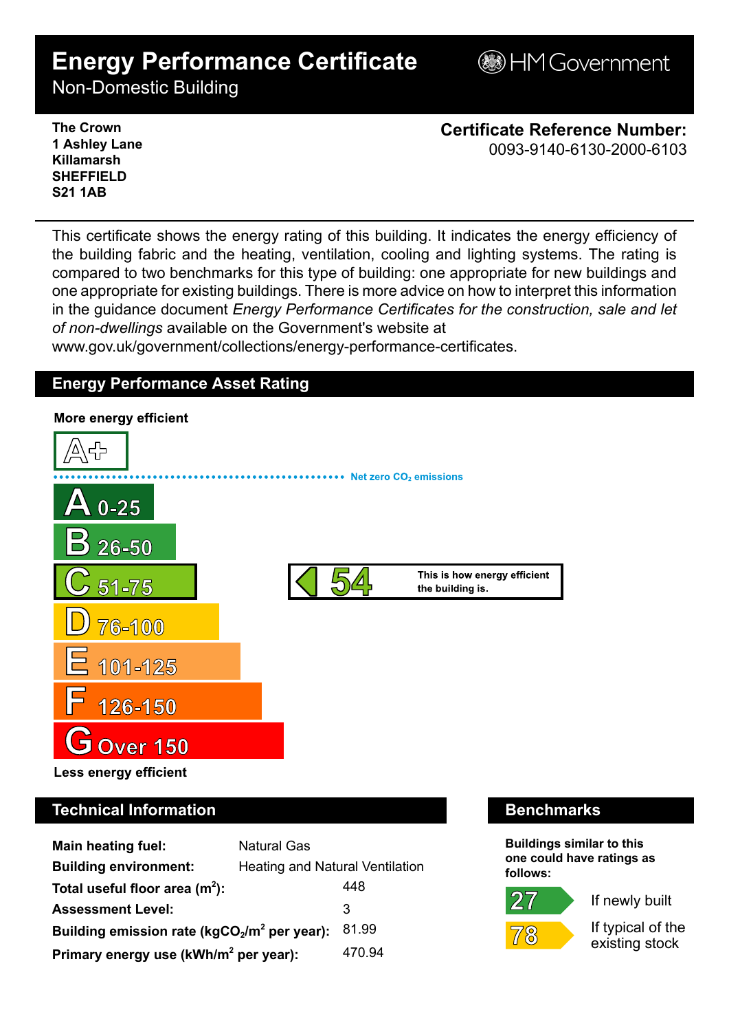# Energy Performance Certificate

Non-Domestic Building

HM Government

**The Crown**
**1 Ashley Lane**
**Killamarsh**
**SHEFFIELD**
**S21 1AB**

**Certificate Reference Number:**
0093-9140-6130-2000-6103

This certificate shows the energy rating of this building. It indicates the energy efficiency of the building fabric and the heating, ventilation, cooling and lighting systems. The rating is compared to two benchmarks for this type of building: one appropriate for new buildings and one appropriate for existing buildings. There is more advice on how to interpret this information in the guidance document *Energy Performance Certificates for the construction, sale and let of non-dwellings* available on the Government's website at www.gov.uk/government/collections/energy-performance-certificates.

## Energy Performance Asset Rating

**More energy efficient**

A+

Net zero $CO_2$ emissions

- A 0-25
- B 26-50
- C 51-75
- D 76-100
- E 101-125
- F 126-150
- G Over 150

**Less energy efficient**

**54** — This is how energy efficient the building is. (C)

## Technical Information

| | |
|---|---|
| **Main heating fuel:** | Natural Gas |
| **Building environment:** | Heating and Natural Ventilation |
| **Total useful floor area ($m^2$):** | 448 |
| **Assessment Level:** | 3 |
| **Building emission rate ($kgCO_2/m^2$ per year):** | 81.99 |
| **Primary energy use ($kWh/m^2$ per year):** | 470.94 |

## Benchmarks

**Buildings similar to this one could have ratings as follows:**

| | |
|---|---|
| 27 | If newly built |
| 78 | If typical of the existing stock |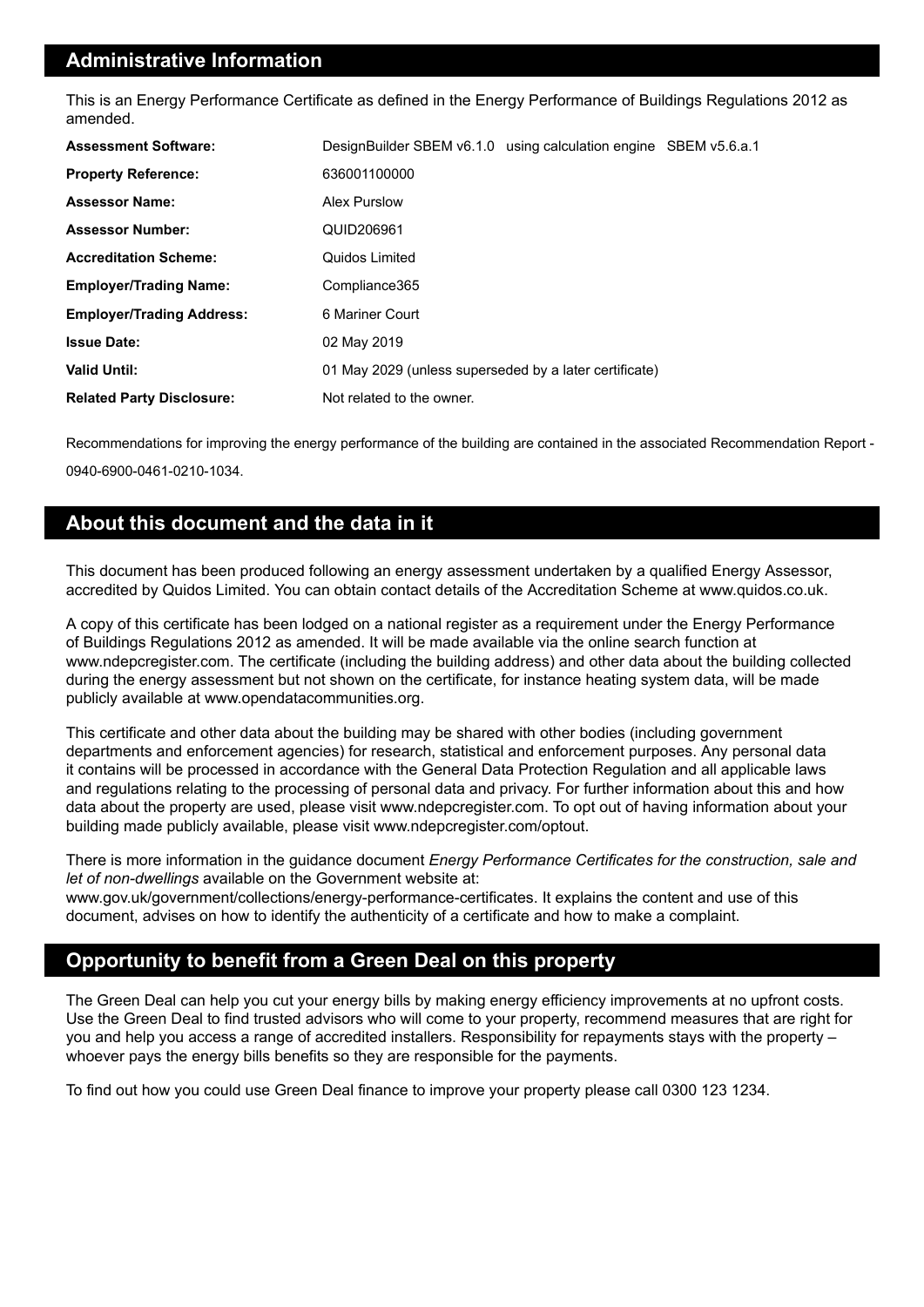## Administrative Information

This is an Energy Performance Certificate as defined in the Energy Performance of Buildings Regulations 2012 as amended.

| | |
|---|---|
| **Assessment Software:** | DesignBuilder SBEM v6.1.0 using calculation engine SBEM v5.6.a.1 |
| **Property Reference:** | 636001100000 |
| **Assessor Name:** | Alex Purslow |
| **Assessor Number:** | QUID206961 |
| **Accreditation Scheme:** | Quidos Limited |
| **Employer/Trading Name:** | Compliance365 |
| **Employer/Trading Address:** | 6 Mariner Court |
| **Issue Date:** | 02 May 2019 |
| **Valid Until:** | 01 May 2029 (unless superseded by a later certificate) |
| **Related Party Disclosure:** | Not related to the owner. |

Recommendations for improving the energy performance of the building are contained in the associated Recommendation Report - 0940-6900-0461-0210-1034.

## About this document and the data in it

This document has been produced following an energy assessment undertaken by a qualified Energy Assessor, accredited by Quidos Limited. You can obtain contact details of the Accreditation Scheme at www.quidos.co.uk.

A copy of this certificate has been lodged on a national register as a requirement under the Energy Performance of Buildings Regulations 2012 as amended. It will be made available via the online search function at www.ndepcregister.com. The certificate (including the building address) and other data about the building collected during the energy assessment but not shown on the certificate, for instance heating system data, will be made publicly available at www.opendatacommunities.org.

This certificate and other data about the building may be shared with other bodies (including government departments and enforcement agencies) for research, statistical and enforcement purposes. Any personal data it contains will be processed in accordance with the General Data Protection Regulation and all applicable laws and regulations relating to the processing of personal data and privacy. For further information about this and how data about the property are used, please visit www.ndepcregister.com. To opt out of having information about your building made publicly available, please visit www.ndepcregister.com/optout.

There is more information in the guidance document *Energy Performance Certificates for the construction, sale and let of non-dwellings* available on the Government website at: www.gov.uk/government/collections/energy-performance-certificates. It explains the content and use of this document, advises on how to identify the authenticity of a certificate and how to make a complaint.

## Opportunity to benefit from a Green Deal on this property

The Green Deal can help you cut your energy bills by making energy efficiency improvements at no upfront costs. Use the Green Deal to find trusted advisors who will come to your property, recommend measures that are right for you and help you access a range of accredited installers. Responsibility for repayments stays with the property – whoever pays the energy bills benefits so they are responsible for the payments.

To find out how you could use Green Deal finance to improve your property please call 0300 123 1234.